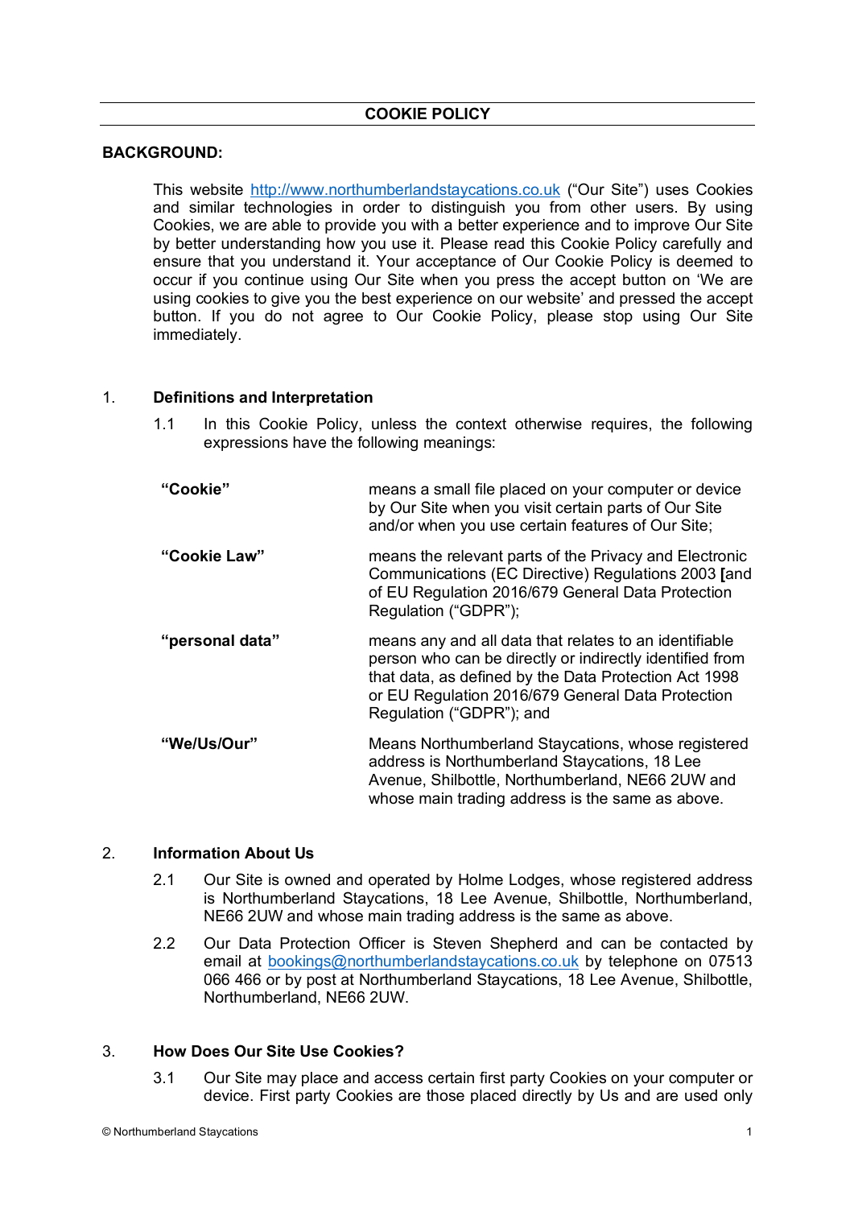# COOKIE POLICY

**BACKGROUND:**

This website http://www.northumberlandstaycations.co.uk ("Our Site") uses Cookies and similar technologies in order to distinguish you from other users. By using Cookies, we are able to provide you with a better experience and to improve Our Site by better understanding how you use it. Please read this Cookie Policy carefully and ensure that you understand it. Your acceptance of Our Cookie Policy is deemed to occur if you continue using Our Site when you press the accept button on 'We are using cookies to give you the best experience on our website' and pressed the accept button. If you do not agree to Our Cookie Policy, please stop using Our Site immediately.

## 1. Definitions and Interpretation

1.1 In this Cookie Policy, unless the context otherwise requires, the following expressions have the following meanings:

| | |
|---|---|
| **"Cookie"** | means a small file placed on your computer or device by Our Site when you visit certain parts of Our Site and/or when you use certain features of Our Site; |
| **"Cookie Law"** | means the relevant parts of the Privacy and Electronic Communications (EC Directive) Regulations 2003 **[**and of EU Regulation 2016/679 General Data Protection Regulation ("GDPR"); |
| **"personal data"** | means any and all data that relates to an identifiable person who can be directly or indirectly identified from that data, as defined by the Data Protection Act 1998 or EU Regulation 2016/679 General Data Protection Regulation ("GDPR"); and |
| **"We/Us/Our"** | Means Northumberland Staycations, whose registered address is Northumberland Staycations, 18 Lee Avenue, Shilbottle, Northumberland, NE66 2UW and whose main trading address is the same as above. |

## 2. Information About Us

2.1 Our Site is owned and operated by Holme Lodges, whose registered address is Northumberland Staycations, 18 Lee Avenue, Shilbottle, Northumberland, NE66 2UW and whose main trading address is the same as above.

2.2 Our Data Protection Officer is Steven Shepherd and can be contacted by email at bookings@northumberlandstaycations.co.uk by telephone on 07513 066 466 or by post at Northumberland Staycations, 18 Lee Avenue, Shilbottle, Northumberland, NE66 2UW.

## 3. How Does Our Site Use Cookies?

3.1 Our Site may place and access certain first party Cookies on your computer or device. First party Cookies are those placed directly by Us and are used only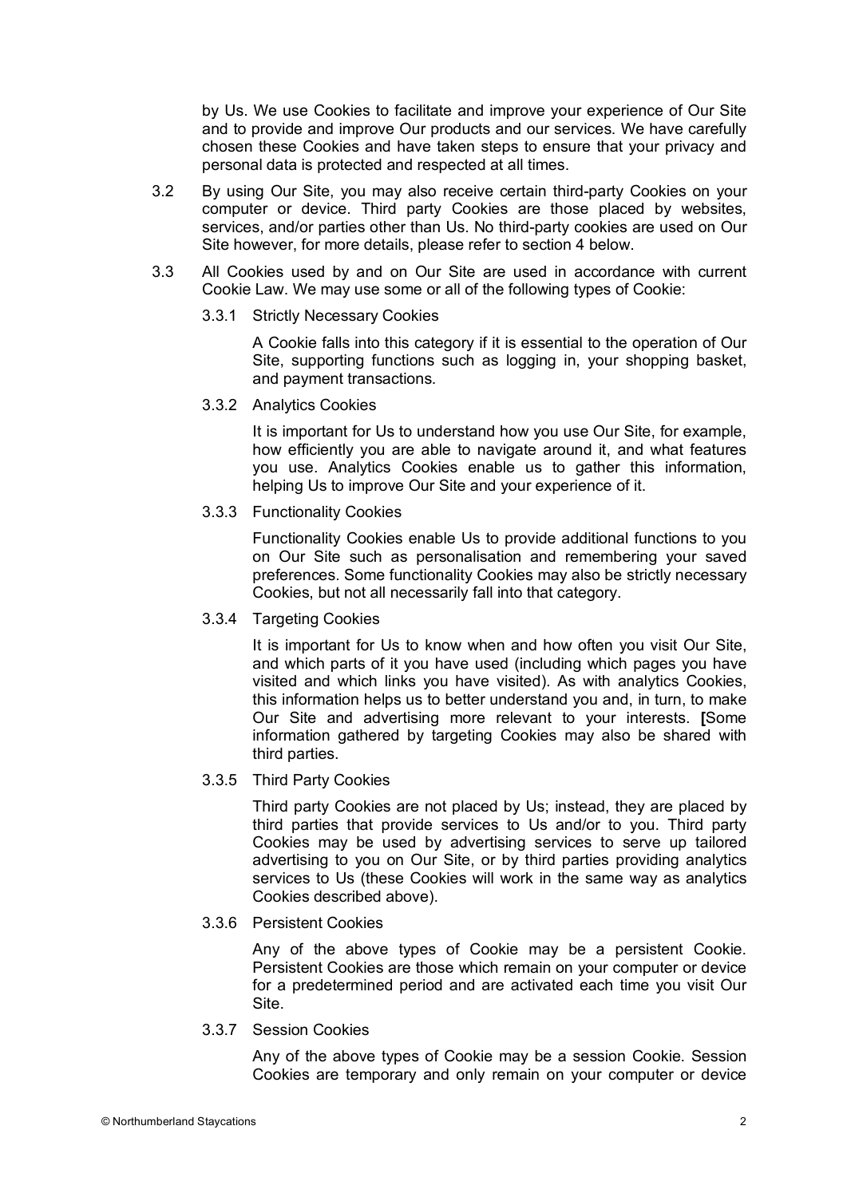by Us. We use Cookies to facilitate and improve your experience of Our Site and to provide and improve Our products and our services. We have carefully chosen these Cookies and have taken steps to ensure that your privacy and personal data is protected and respected at all times.

3.2 By using Our Site, you may also receive certain third-party Cookies on your computer or device. Third party Cookies are those placed by websites, services, and/or parties other than Us. No third-party cookies are used on Our Site however, for more details, please refer to section 4 below.

3.3 All Cookies used by and on Our Site are used in accordance with current Cookie Law. We may use some or all of the following types of Cookie:

3.3.1 Strictly Necessary Cookies

A Cookie falls into this category if it is essential to the operation of Our Site, supporting functions such as logging in, your shopping basket, and payment transactions.

3.3.2 Analytics Cookies

It is important for Us to understand how you use Our Site, for example, how efficiently you are able to navigate around it, and what features you use. Analytics Cookies enable us to gather this information, helping Us to improve Our Site and your experience of it.

3.3.3 Functionality Cookies

Functionality Cookies enable Us to provide additional functions to you on Our Site such as personalisation and remembering your saved preferences. Some functionality Cookies may also be strictly necessary Cookies, but not all necessarily fall into that category.

3.3.4 Targeting Cookies

It is important for Us to know when and how often you visit Our Site, and which parts of it you have used (including which pages you have visited and which links you have visited). As with analytics Cookies, this information helps us to better understand you and, in turn, to make Our Site and advertising more relevant to your interests. **[**Some information gathered by targeting Cookies may also be shared with third parties.

3.3.5 Third Party Cookies

Third party Cookies are not placed by Us; instead, they are placed by third parties that provide services to Us and/or to you. Third party Cookies may be used by advertising services to serve up tailored advertising to you on Our Site, or by third parties providing analytics services to Us (these Cookies will work in the same way as analytics Cookies described above).

3.3.6 Persistent Cookies

Any of the above types of Cookie may be a persistent Cookie. Persistent Cookies are those which remain on your computer or device for a predetermined period and are activated each time you visit Our Site.

3.3.7 Session Cookies

Any of the above types of Cookie may be a session Cookie. Session Cookies are temporary and only remain on your computer or device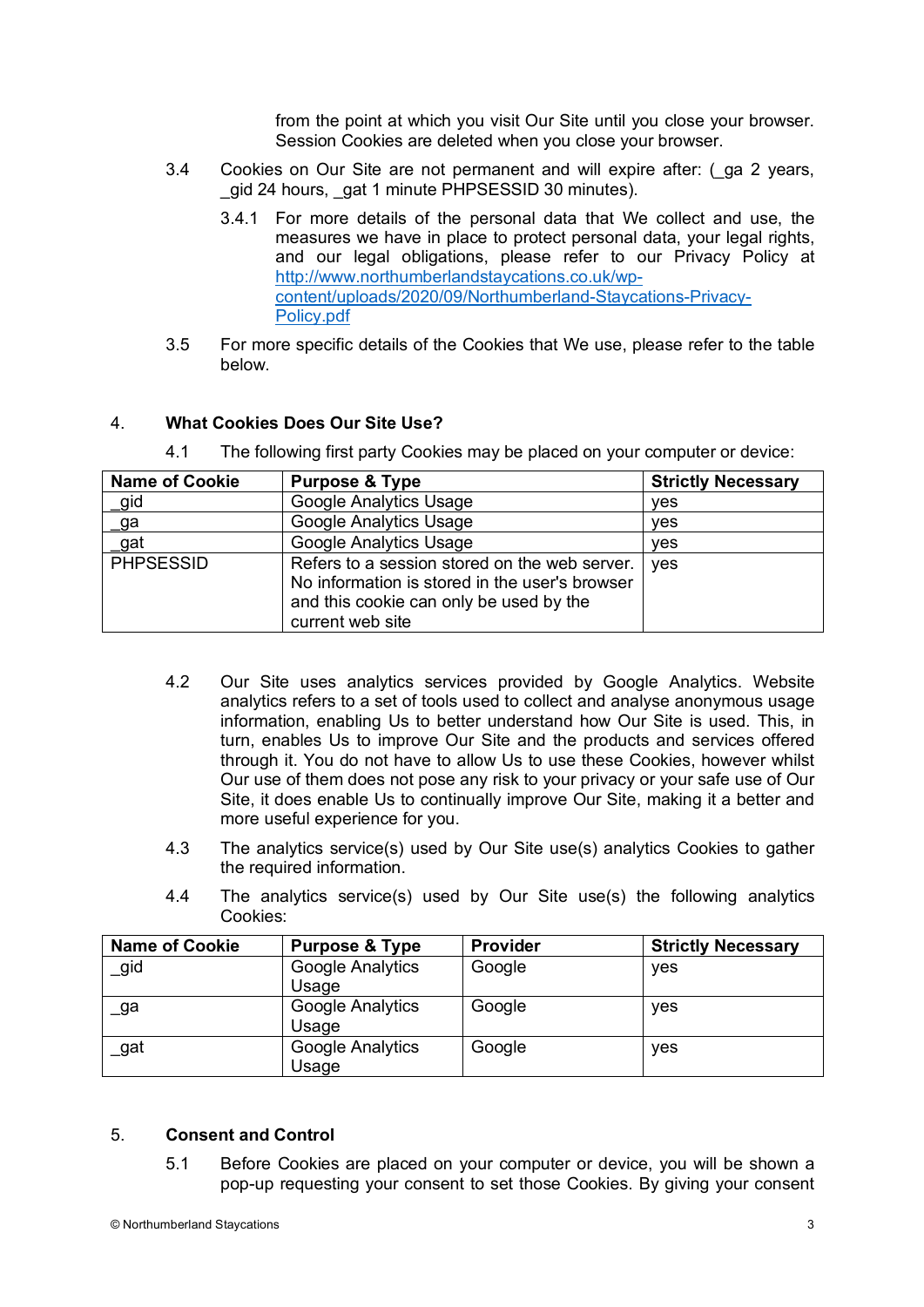from the point at which you visit Our Site until you close your browser. Session Cookies are deleted when you close your browser.

3.4 Cookies on Our Site are not permanent and will expire after: (_ga 2 years, _gid 24 hours, _gat 1 minute PHPSESSID 30 minutes).

3.4.1 For more details of the personal data that We collect and use, the measures we have in place to protect personal data, your legal rights, and our legal obligations, please refer to our Privacy Policy at [http://www.northumberlandstaycations.co.uk/wp-content/uploads/2020/09/Northumberland-Staycations-Privacy-Policy.pdf](http://www.northumberlandstaycations.co.uk/wp-content/uploads/2020/09/Northumberland-Staycations-Privacy-Policy.pdf)

3.5 For more specific details of the Cookies that We use, please refer to the table below.

## 4. What Cookies Does Our Site Use?

4.1 The following first party Cookies may be placed on your computer or device:

| Name of Cookie | Purpose & Type | Strictly Necessary |
|---|---|---|
| _gid | Google Analytics Usage | yes |
| _ga | Google Analytics Usage | yes |
| _gat | Google Analytics Usage | yes |
| PHPSESSID | Refers to a session stored on the web server. No information is stored in the user's browser and this cookie can only be used by the current web site | yes |

4.2 Our Site uses analytics services provided by Google Analytics. Website analytics refers to a set of tools used to collect and analyse anonymous usage information, enabling Us to better understand how Our Site is used. This, in turn, enables Us to improve Our Site and the products and services offered through it. You do not have to allow Us to use these Cookies, however whilst Our use of them does not pose any risk to your privacy or your safe use of Our Site, it does enable Us to continually improve Our Site, making it a better and more useful experience for you.

4.3 The analytics service(s) used by Our Site use(s) analytics Cookies to gather the required information.

4.4 The analytics service(s) used by Our Site use(s) the following analytics Cookies:

| Name of Cookie | Purpose & Type | Provider | Strictly Necessary |
|---|---|---|---|
| _gid | Google Analytics Usage | Google | yes |
| _ga | Google Analytics Usage | Google | yes |
| _gat | Google Analytics Usage | Google | yes |

## 5. Consent and Control

5.1 Before Cookies are placed on your computer or device, you will be shown a pop-up requesting your consent to set those Cookies. By giving your consent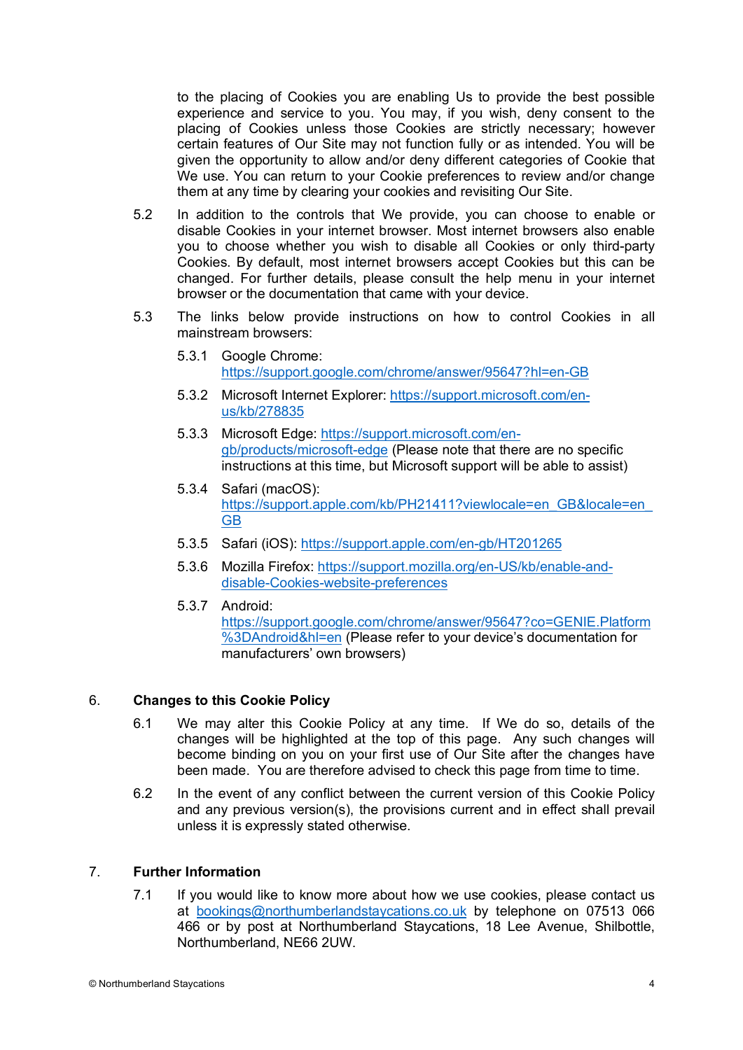to the placing of Cookies you are enabling Us to provide the best possible experience and service to you. You may, if you wish, deny consent to the placing of Cookies unless those Cookies are strictly necessary; however certain features of Our Site may not function fully or as intended. You will be given the opportunity to allow and/or deny different categories of Cookie that We use. You can return to your Cookie preferences to review and/or change them at any time by clearing your cookies and revisiting Our Site.

5.2 In addition to the controls that We provide, you can choose to enable or disable Cookies in your internet browser. Most internet browsers also enable you to choose whether you wish to disable all Cookies or only third-party Cookies. By default, most internet browsers accept Cookies but this can be changed. For further details, please consult the help menu in your internet browser or the documentation that came with your device.

5.3 The links below provide instructions on how to control Cookies in all mainstream browsers:

5.3.1 Google Chrome: https://support.google.com/chrome/answer/95647?hl=en-GB

5.3.2 Microsoft Internet Explorer: https://support.microsoft.com/en-us/kb/278835

5.3.3 Microsoft Edge: https://support.microsoft.com/en-gb/products/microsoft-edge (Please note that there are no specific instructions at this time, but Microsoft support will be able to assist)

5.3.4 Safari (macOS): https://support.apple.com/kb/PH21411?viewlocale=en_GB&locale=en_GB

5.3.5 Safari (iOS): https://support.apple.com/en-gb/HT201265

5.3.6 Mozilla Firefox: https://support.mozilla.org/en-US/kb/enable-and-disable-Cookies-website-preferences

5.3.7 Android: https://support.google.com/chrome/answer/95647?co=GENIE.Platform%3DAndroid&hl=en (Please refer to your device's documentation for manufacturers' own browsers)

## 6. Changes to this Cookie Policy

6.1 We may alter this Cookie Policy at any time. If We do so, details of the changes will be highlighted at the top of this page. Any such changes will become binding on you on your first use of Our Site after the changes have been made. You are therefore advised to check this page from time to time.

6.2 In the event of any conflict between the current version of this Cookie Policy and any previous version(s), the provisions current and in effect shall prevail unless it is expressly stated otherwise.

## 7. Further Information

7.1 If you would like to know more about how we use cookies, please contact us at bookings@northumberlandstaycations.co.uk by telephone on 07513 066 466 or by post at Northumberland Staycations, 18 Lee Avenue, Shilbottle, Northumberland, NE66 2UW.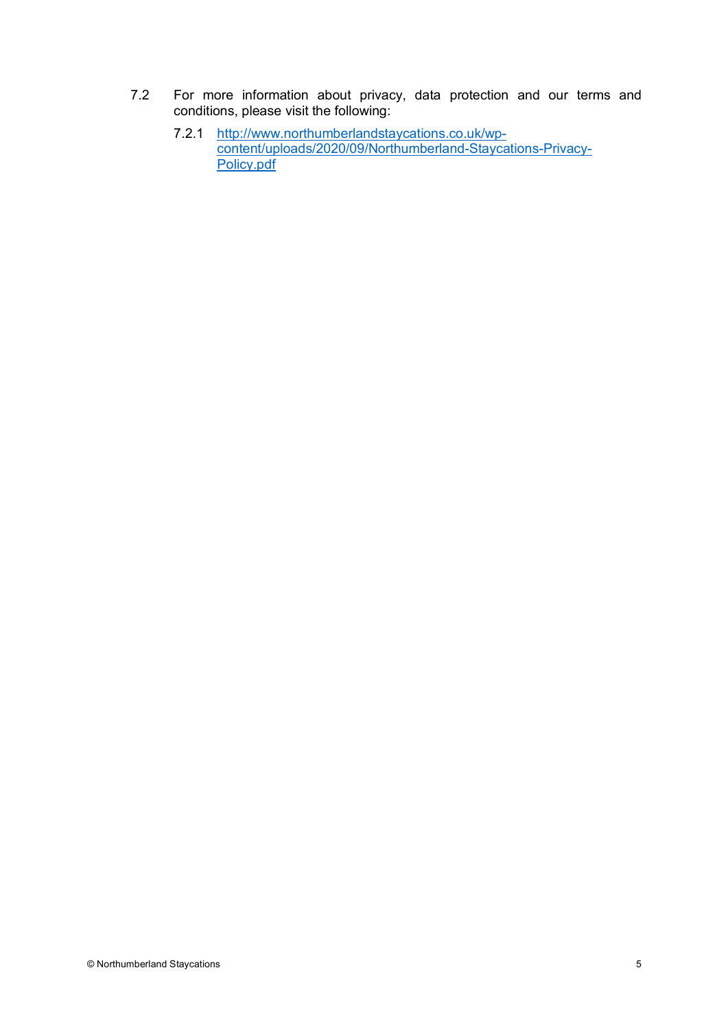7.2 For more information about privacy, data protection and our terms and conditions, please visit the following:

7.2.1 [http://www.northumberlandstaycations.co.uk/wp-content/uploads/2020/09/Northumberland-Staycations-Privacy-Policy.pdf](http://www.northumberlandstaycations.co.uk/wp-content/uploads/2020/09/Northumberland-Staycations-Privacy-Policy.pdf)